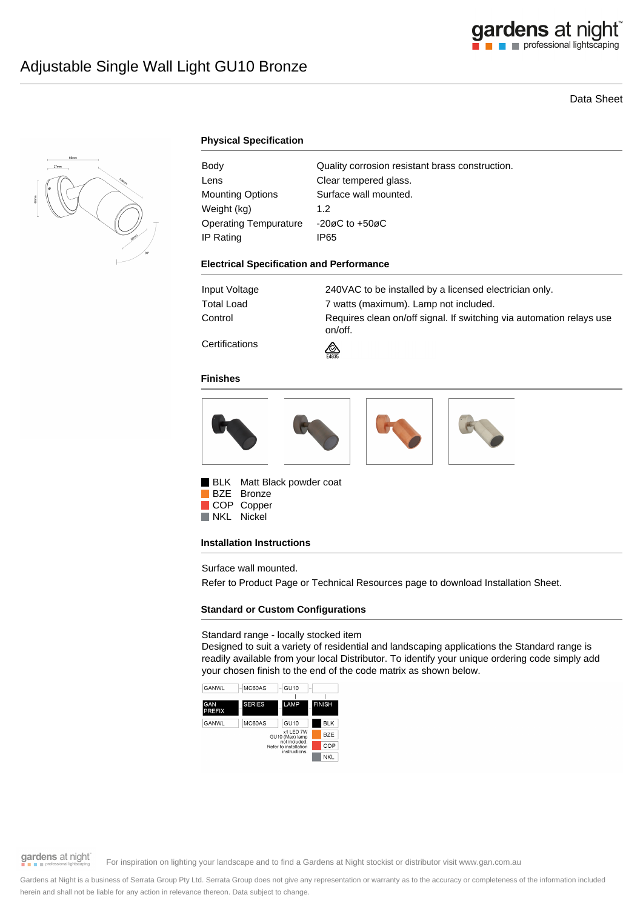# Adjustable Single Wall Light GU10 Bronze

Data Sheet

### Physical Specification

| | |
|---|---|
| Body | Quality corrosion resistant brass construction. |
| Lens | Clear tempered glass. |
| Mounting Options | Surface wall mounted. |
| Weight (kg) | 1.2 |
| Operating Tempurature | -20øC to +50øC |
| IP Rating | IP65 |

### Electrical Specification and Performance

| | |
|---|---|
| Input Voltage | 240VAC to be installed by a licensed electrician only. |
| Total Load | 7 watts (maximum). Lamp not included. |
| Control | Requires clean on/off signal. If switching via automation relays use on/off. |
| Certifications | E4635 |

### Finishes

- BLK Matt Black powder coat
- BZE Bronze
- COP Copper
- NKL Nickel

### Installation Instructions

Surface wall mounted.

Refer to Product Page or Technical Resources page to download Installation Sheet.

### Standard or Custom Configurations

Standard range - locally stocked item

Designed to suit a variety of residential and landscaping applications the Standard range is readily available from your local Distributor. To identify your unique ordering code simply add your chosen finish to the end of the code matrix as shown below.

GANWL - MC60AS - GU10 - 

| GAN PREFIX | SERIES | LAMP | FINISH |
|---|---|---|---|
| GANWL | MC60AS | GU10 | BLK |
| | | x1 LED 7W GU10 (Max) lamp not included. Refer to installation instructions. | BZE |
| | | | COP |
| | | | NKL |

For inspiration on lighting your landscape and to find a Gardens at Night stockist or distributor visit www.gan.com.au

Gardens at Night is a business of Serrata Group Pty Ltd. Serrata Group does not give any representation or warranty as to the accuracy or completeness of the information included herein and shall not be liable for any action in relevance thereon. Data subject to change.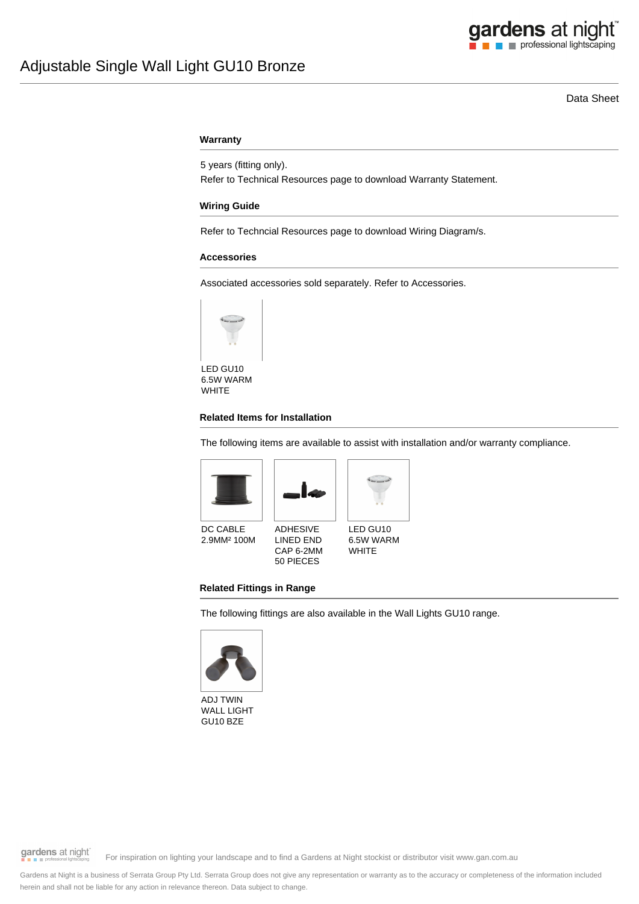# Adjustable Single Wall Light GU10 Bronze

Data Sheet

### Warranty

5 years (fitting only).

Refer to Technical Resources page to download Warranty Statement.

### Wiring Guide

Refer to Techncial Resources page to download Wiring Diagram/s.

### Accessories

Associated accessories sold separately. Refer to Accessories.

LED GU10 6.5W WARM WHITE

### Related Items for Installation

The following items are available to assist with installation and/or warranty compliance.

DC CABLE 2.9MM² 100M

ADHESIVE LINED END CAP 6-2MM 50 PIECES

LED GU10 6.5W WARM WHITE

### Related Fittings in Range

The following fittings are also available in the Wall Lights GU10 range.

ADJ TWIN WALL LIGHT GU10 BZE

For inspiration on lighting your landscape and to find a Gardens at Night stockist or distributor visit www.gan.com.au

Gardens at Night is a business of Serrata Group Pty Ltd. Serrata Group does not give any representation or warranty as to the accuracy or completeness of the information included herein and shall not be liable for any action in relevance thereon. Data subject to change.